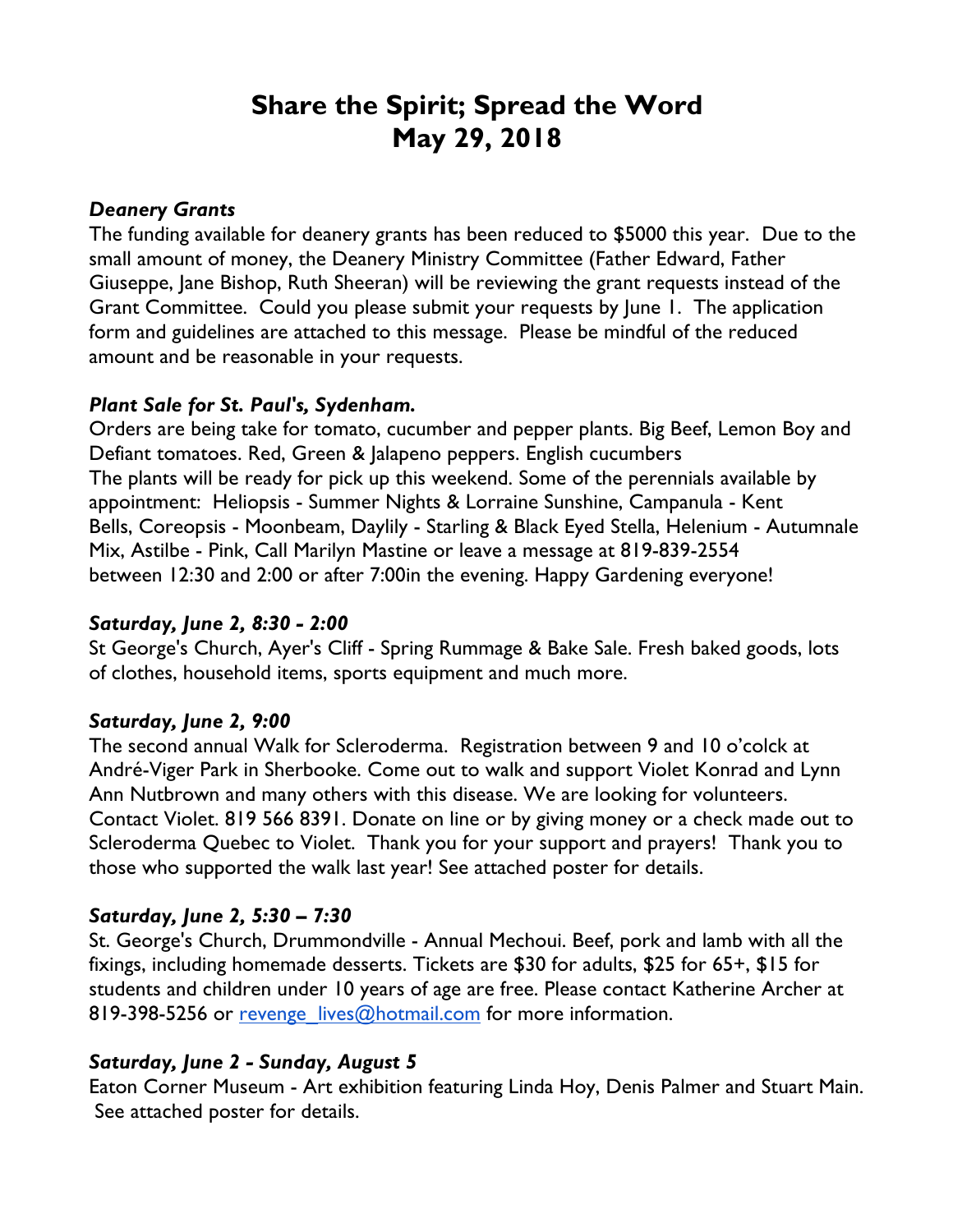# Share the Spirit; Spread the Word
# May 29, 2018

### *Deanery Grants*

The funding available for deanery grants has been reduced to $5000 this year. Due to the small amount of money, the Deanery Ministry Committee (Father Edward, Father Giuseppe, Jane Bishop, Ruth Sheeran) will be reviewing the grant requests instead of the Grant Committee. Could you please submit your requests by June 1. The application form and guidelines are attached to this message. Please be mindful of the reduced amount and be reasonable in your requests.

### *Plant Sale for St. Paul's, Sydenham.*

Orders are being take for tomato, cucumber and pepper plants. Big Beef, Lemon Boy and Defiant tomatoes. Red, Green & Jalapeno peppers. English cucumbers
The plants will be ready for pick up this weekend. Some of the perennials available by appointment: Heliopsis - Summer Nights & Lorraine Sunshine, Campanula - Kent Bells, Coreopsis - Moonbeam, Daylily - Starling & Black Eyed Stella, Helenium - Autumnale Mix, Astilbe - Pink, Call Marilyn Mastine or leave a message at 819-839-2554 between 12:30 and 2:00 or after 7:00in the evening. Happy Gardening everyone!

### *Saturday, June 2, 8:30 - 2:00*

St George's Church, Ayer's Cliff - Spring Rummage & Bake Sale. Fresh baked goods, lots of clothes, household items, sports equipment and much more.

### *Saturday, June 2, 9:00*

The second annual Walk for Scleroderma. Registration between 9 and 10 o'colck at André-Viger Park in Sherbooke. Come out to walk and support Violet Konrad and Lynn Ann Nutbrown and many others with this disease. We are looking for volunteers. Contact Violet. 819 566 8391. Donate on line or by giving money or a check made out to Scleroderma Quebec to Violet. Thank you for your support and prayers! Thank you to those who supported the walk last year! See attached poster for details.

### *Saturday, June 2, 5:30 – 7:30*

St. George's Church, Drummondville - Annual Mechoui. Beef, pork and lamb with all the fixings, including homemade desserts. Tickets are $30 for adults, $25 for 65+, $15 for students and children under 10 years of age are free. Please contact Katherine Archer at 819-398-5256 or revenge_lives@hotmail.com for more information.

### *Saturday, June 2 - Sunday, August 5*

Eaton Corner Museum - Art exhibition featuring Linda Hoy, Denis Palmer and Stuart Main. See attached poster for details.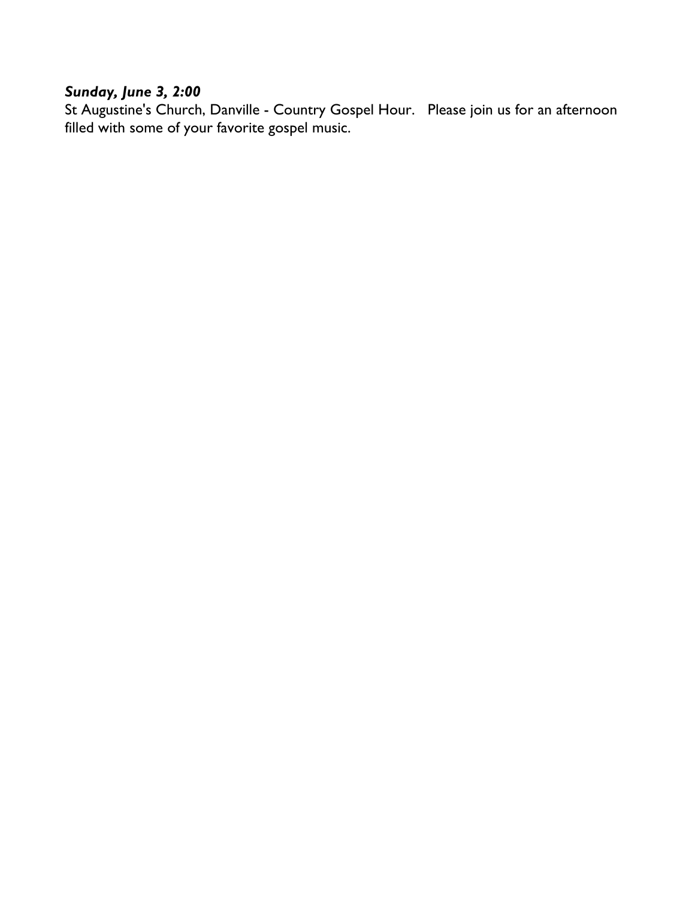***Sunday, June 3, 2:00***

St Augustine's Church, Danville - Country Gospel Hour. Please join us for an afternoon filled with some of your favorite gospel music.